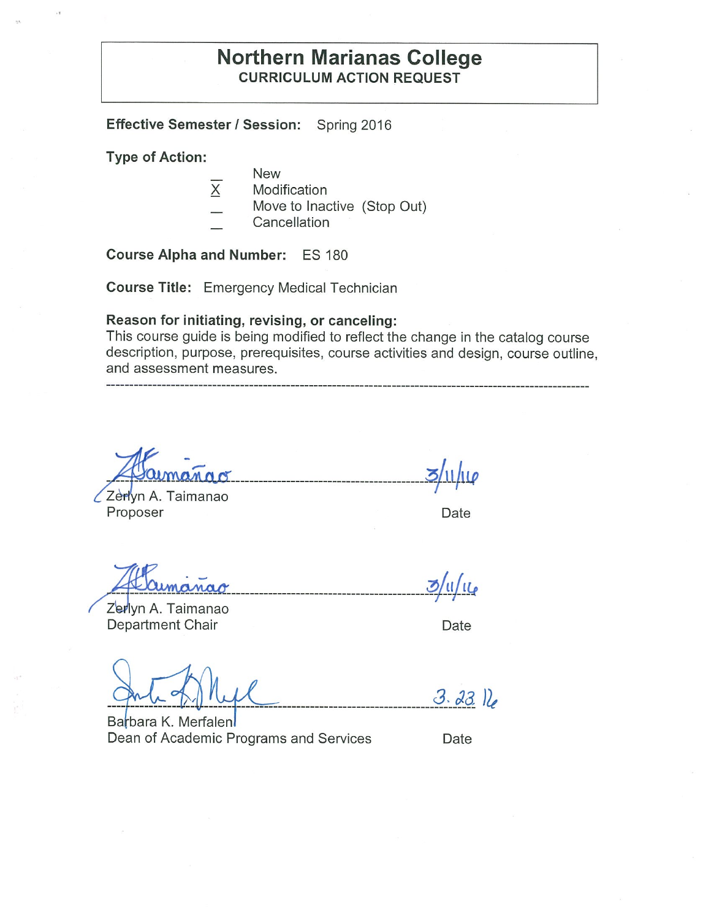# Northern Marianas College

**CURRICULUM ACTION REQUEST**

**Effective Semester / Session:** Spring 2016

**Type of Action:**

- _ New
- X Modification
- _ Move to Inactive (Stop Out)
- _ Cancellation

**Course Alpha and Number:** ES 180

**Course Title:** Emergency Medical Technician

**Reason for initiating, revising, or canceling:**
This course guide is being modified to reflect the change in the catalog course description, purpose, prerequisites, course activities and design, course outline, and assessment measures.

---

Zerlyn A. Taimanao
Proposer — Date: 3/11/16

Zerlyn A. Taimanao
Department Chair — Date: 3/11/16

Barbara K. Merfalen
Dean of Academic Programs and Services — Date: 3.23.16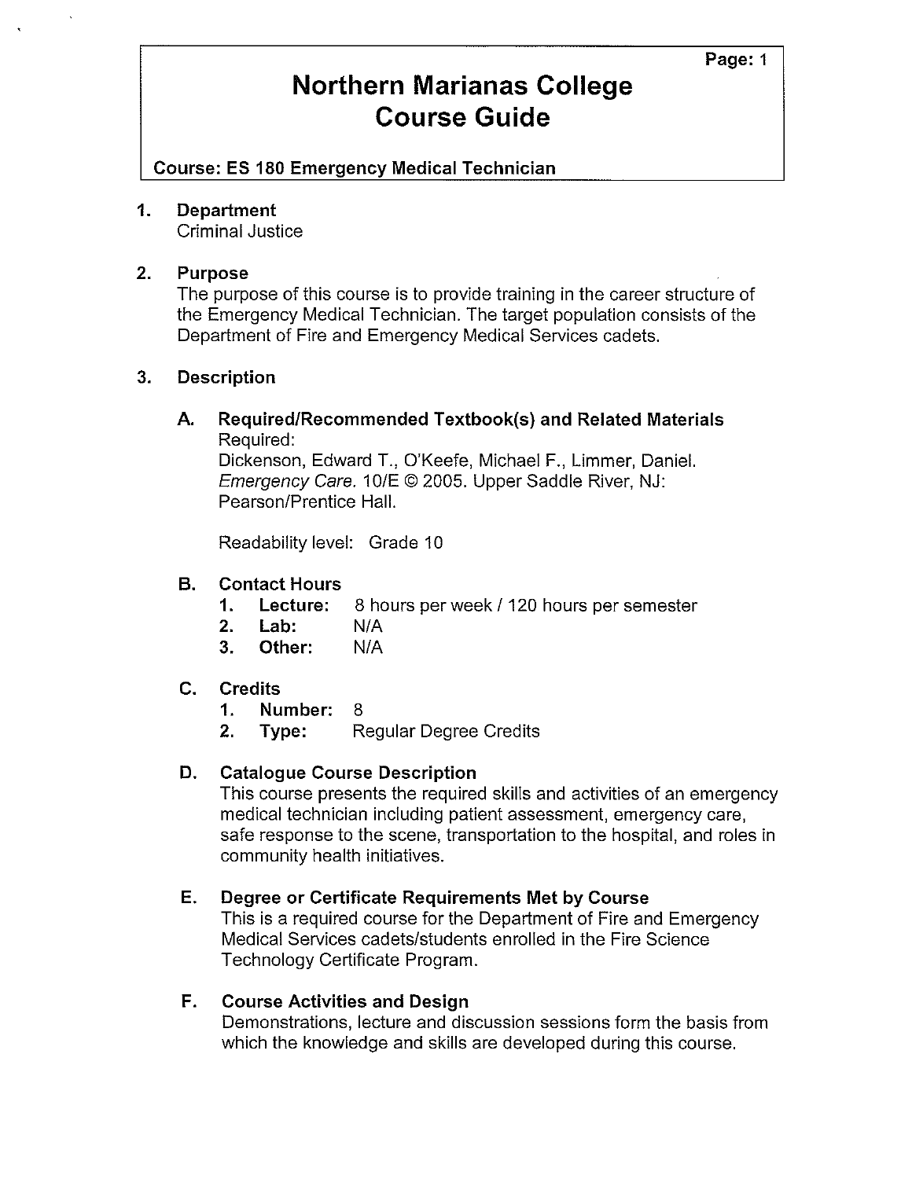# Northern Marianas College Course Guide

**Course: ES 180 Emergency Medical Technician**

## 1. Department

Criminal Justice

## 2. Purpose

The purpose of this course is to provide training in the career structure of the Emergency Medical Technician. The target population consists of the Department of Fire and Emergency Medical Services cadets.

## 3. Description

### A. Required/Recommended Textbook(s) and Related Materials

Required:

Dickenson, Edward T., O'Keefe, Michael F., Limmer, Daniel. *Emergency Care.* 10/E © 2005. Upper Saddle River, NJ: Pearson/Prentice Hall.

Readability level: Grade 10

### B. Contact Hours

1. **Lecture:** 8 hours per week / 120 hours per semester
2. **Lab:** N/A
3. **Other:** N/A

### C. Credits

1. **Number:** 8
2. **Type:** Regular Degree Credits

### D. Catalogue Course Description

This course presents the required skills and activities of an emergency medical technician including patient assessment, emergency care, safe response to the scene, transportation to the hospital, and roles in community health initiatives.

### E. Degree or Certificate Requirements Met by Course

This is a required course for the Department of Fire and Emergency Medical Services cadets/students enrolled in the Fire Science Technology Certificate Program.

### F. Course Activities and Design

Demonstrations, lecture and discussion sessions form the basis from which the knowledge and skills are developed during this course.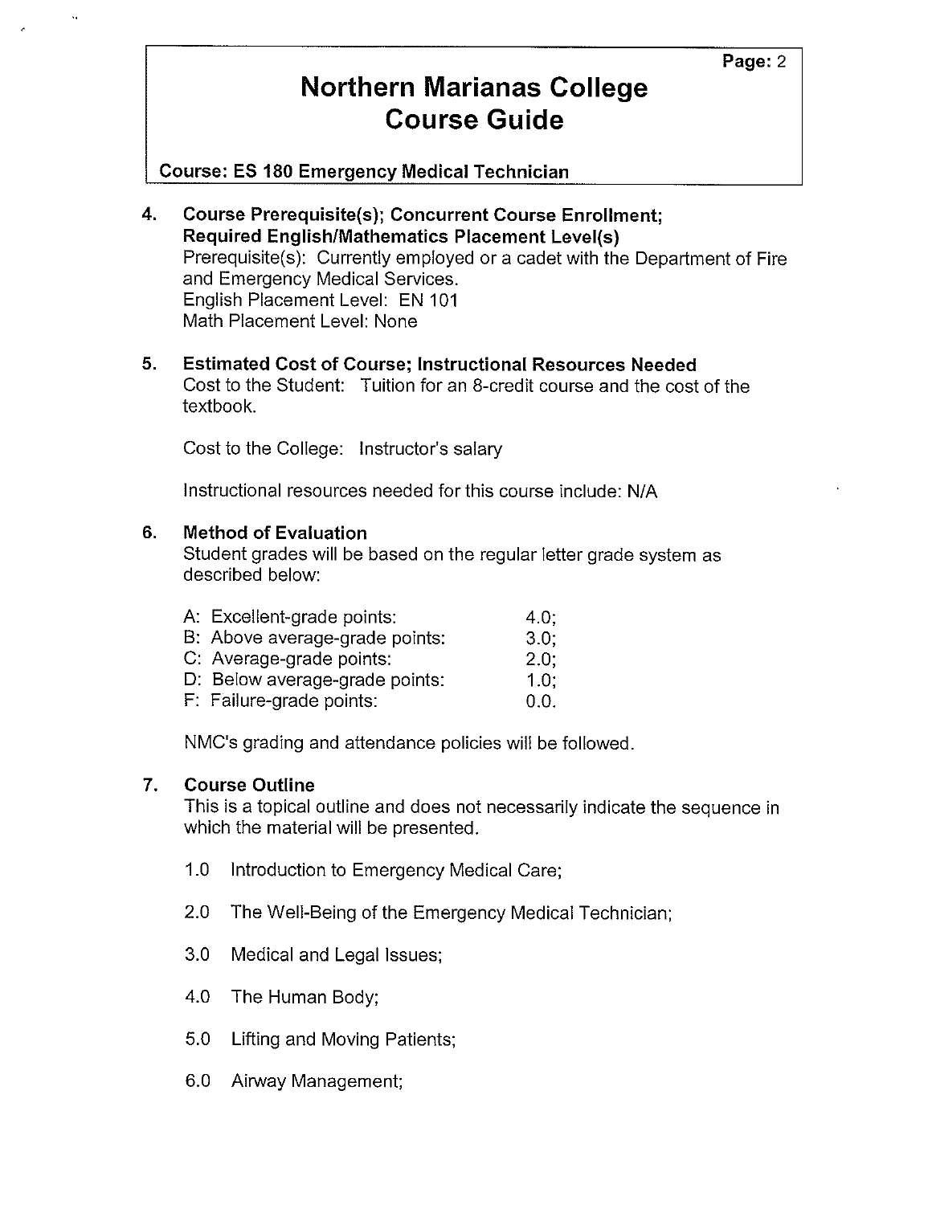# Northern Marianas College Course Guide

**Course: ES 180 Emergency Medical Technician**

4. **Course Prerequisite(s); Concurrent Course Enrollment; Required English/Mathematics Placement Level(s)**

   Prerequisite(s): Currently employed or a cadet with the Department of Fire and Emergency Medical Services.
   English Placement Level: EN 101
   Math Placement Level: None

5. **Estimated Cost of Course; Instructional Resources Needed**

   Cost to the Student: Tuition for an 8-credit course and the cost of the textbook.

   Cost to the College: Instructor's salary

   Instructional resources needed for this course include: N/A

6. **Method of Evaluation**

   Student grades will be based on the regular letter grade system as described below:

   | | |
   |---|---|
   | A: Excellent-grade points: | 4.0; |
   | B: Above average-grade points: | 3.0; |
   | C: Average-grade points: | 2.0; |
   | D: Below average-grade points: | 1.0; |
   | F: Failure-grade points: | 0.0. |

   NMC's grading and attendance policies will be followed.

7. **Course Outline**

   This is a topical outline and does not necessarily indicate the sequence in which the material will be presented.

   1.0 Introduction to Emergency Medical Care;

   2.0 The Well-Being of the Emergency Medical Technician;

   3.0 Medical and Legal Issues;

   4.0 The Human Body;

   5.0 Lifting and Moving Patients;

   6.0 Airway Management;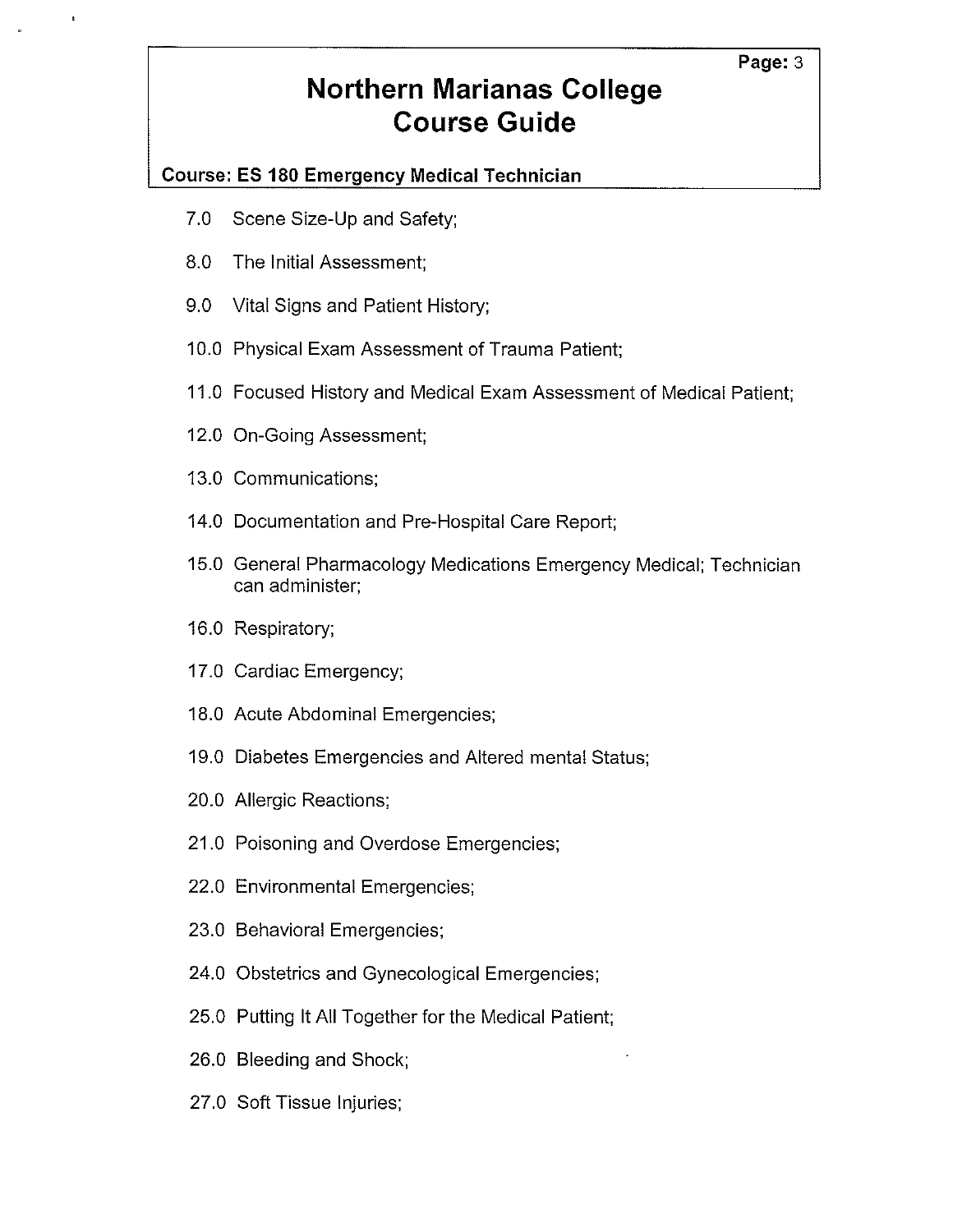# Northern Marianas College Course Guide

**Course: ES 180 Emergency Medical Technician**

7.0 Scene Size-Up and Safety;

8.0 The Initial Assessment;

9.0 Vital Signs and Patient History;

10.0 Physical Exam Assessment of Trauma Patient;

11.0 Focused History and Medical Exam Assessment of Medical Patient;

12.0 On-Going Assessment;

13.0 Communications;

14.0 Documentation and Pre-Hospital Care Report;

15.0 General Pharmacology Medications Emergency Medical; Technician can administer;

16.0 Respiratory;

17.0 Cardiac Emergency;

18.0 Acute Abdominal Emergencies;

19.0 Diabetes Emergencies and Altered mental Status;

20.0 Allergic Reactions;

21.0 Poisoning and Overdose Emergencies;

22.0 Environmental Emergencies;

23.0 Behavioral Emergencies;

24.0 Obstetrics and Gynecological Emergencies;

25.0 Putting It All Together for the Medical Patient;

26.0 Bleeding and Shock;

27.0 Soft Tissue Injuries;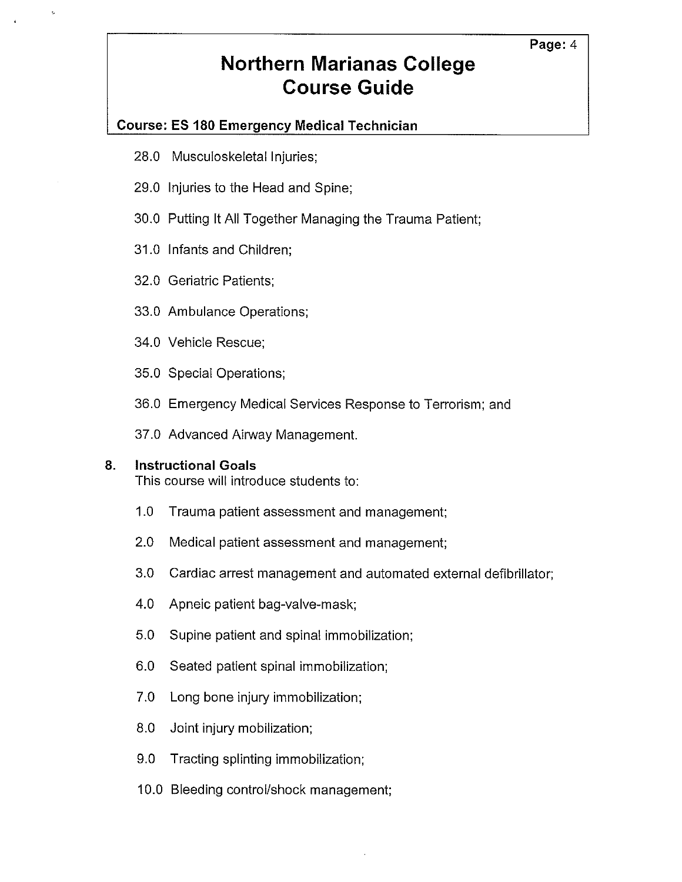28.0 Musculoskeletal Injuries;

29.0 Injuries to the Head and Spine;

30.0 Putting It All Together Managing the Trauma Patient;

31.0 Infants and Children;

32.0 Geriatric Patients;

33.0 Ambulance Operations;

34.0 Vehicle Rescue;

35.0 Special Operations;

36.0 Emergency Medical Services Response to Terrorism; and

37.0 Advanced Airway Management.

**8. Instructional Goals**

This course will introduce students to:

1.0 Trauma patient assessment and management;

2.0 Medical patient assessment and management;

3.0 Cardiac arrest management and automated external defibrillator;

4.0 Apneic patient bag-valve-mask;

5.0 Supine patient and spinal immobilization;

6.0 Seated patient spinal immobilization;

7.0 Long bone injury immobilization;

8.0 Joint injury mobilization;

9.0 Tracting splinting immobilization;

10.0 Bleeding control/shock management;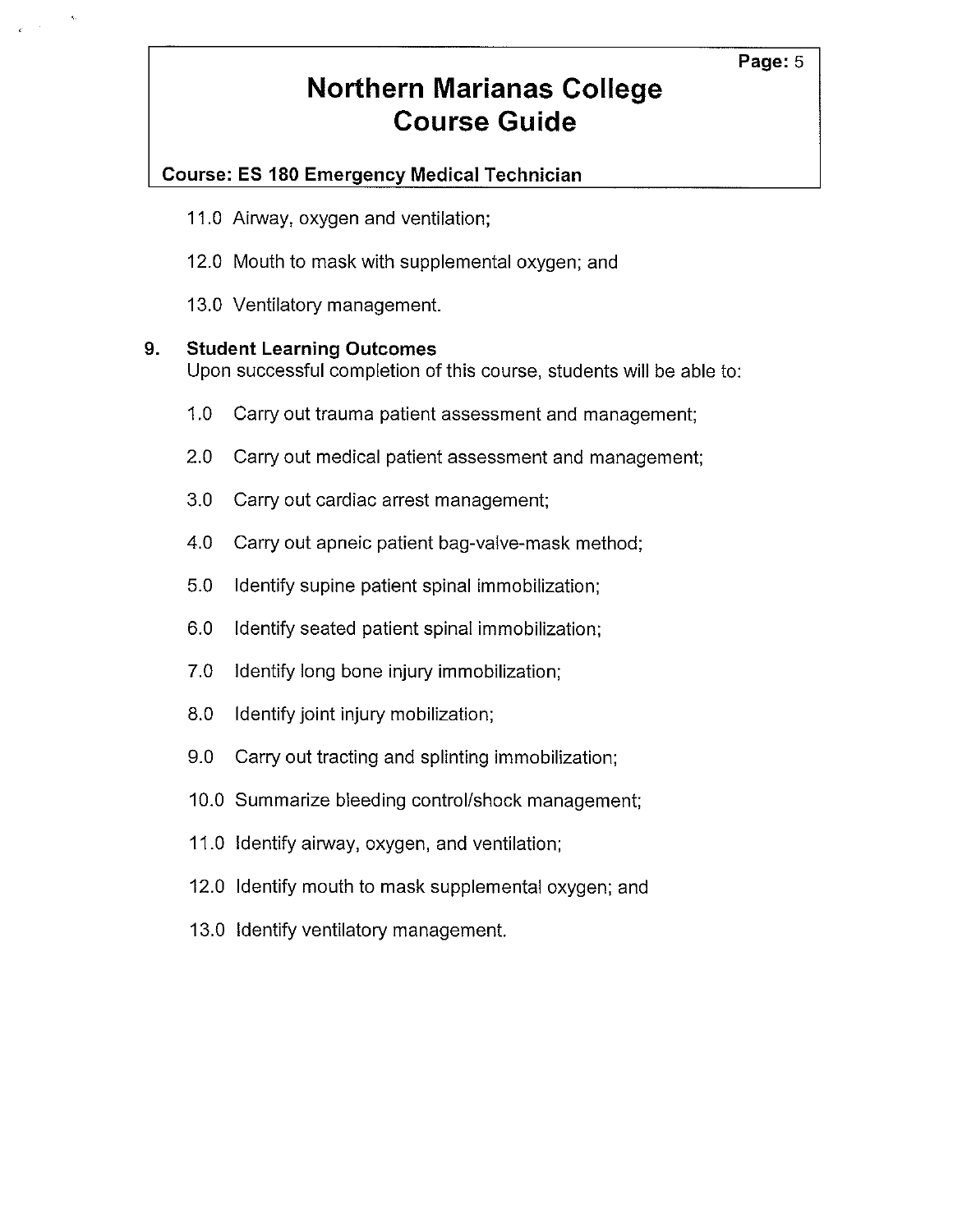11.0 Airway, oxygen and ventilation;

12.0 Mouth to mask with supplemental oxygen; and

13.0 Ventilatory management.

## 9. Student Learning Outcomes

Upon successful completion of this course, students will be able to:

1.0 Carry out trauma patient assessment and management;

2.0 Carry out medical patient assessment and management;

3.0 Carry out cardiac arrest management;

4.0 Carry out apneic patient bag-valve-mask method;

5.0 Identify supine patient spinal immobilization;

6.0 Identify seated patient spinal immobilization;

7.0 Identify long bone injury immobilization;

8.0 Identify joint injury mobilization;

9.0 Carry out tracting and splinting immobilization;

10.0 Summarize bleeding control/shock management;

11.0 Identify airway, oxygen, and ventilation;

12.0 Identify mouth to mask supplemental oxygen; and

13.0 Identify ventilatory management.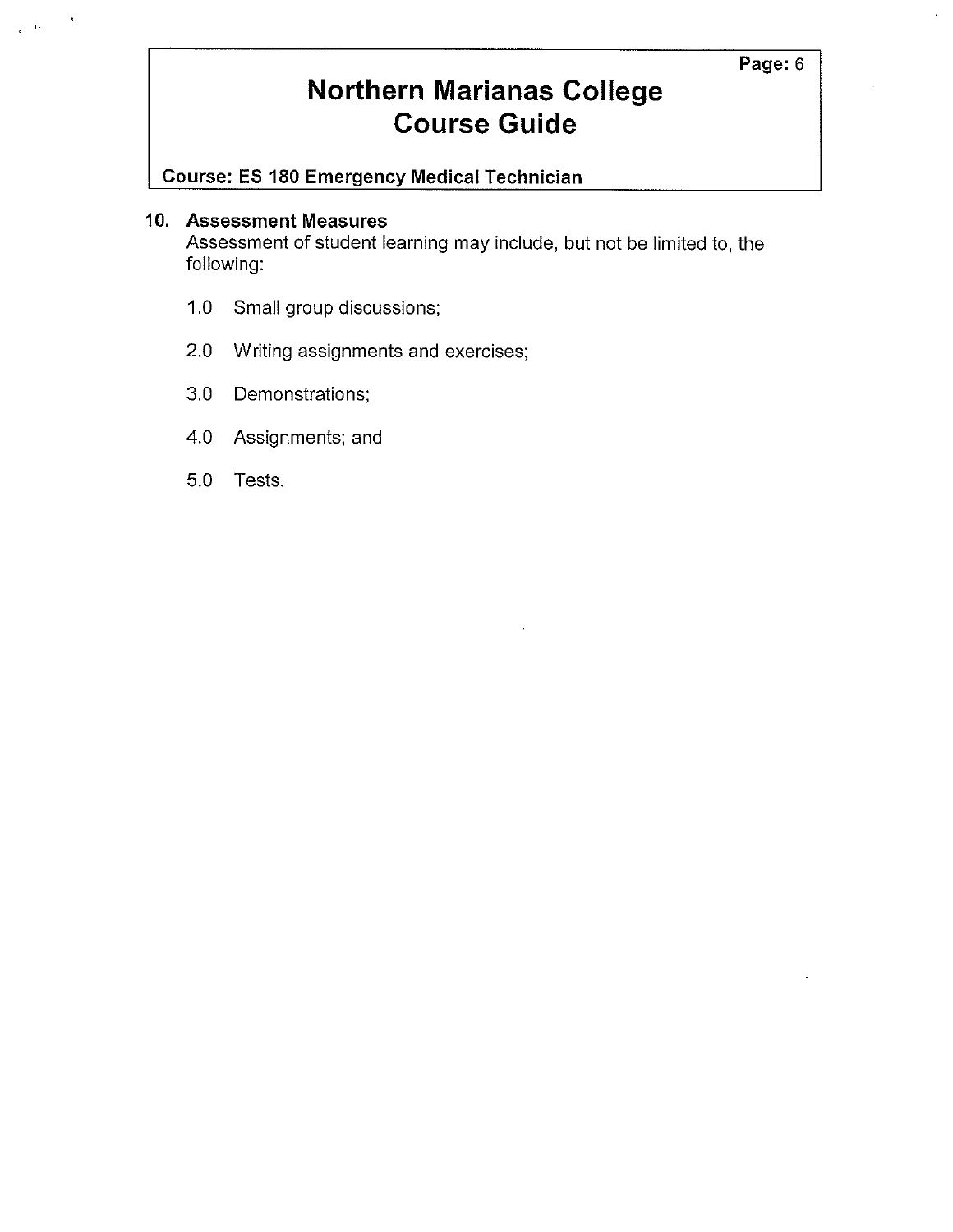# Northern Marianas College Course Guide

**Course: ES 180 Emergency Medical Technician**

## 10. Assessment Measures

Assessment of student learning may include, but not be limited to, the following:

1.0 Small group discussions;

2.0 Writing assignments and exercises;

3.0 Demonstrations;

4.0 Assignments; and

5.0 Tests.